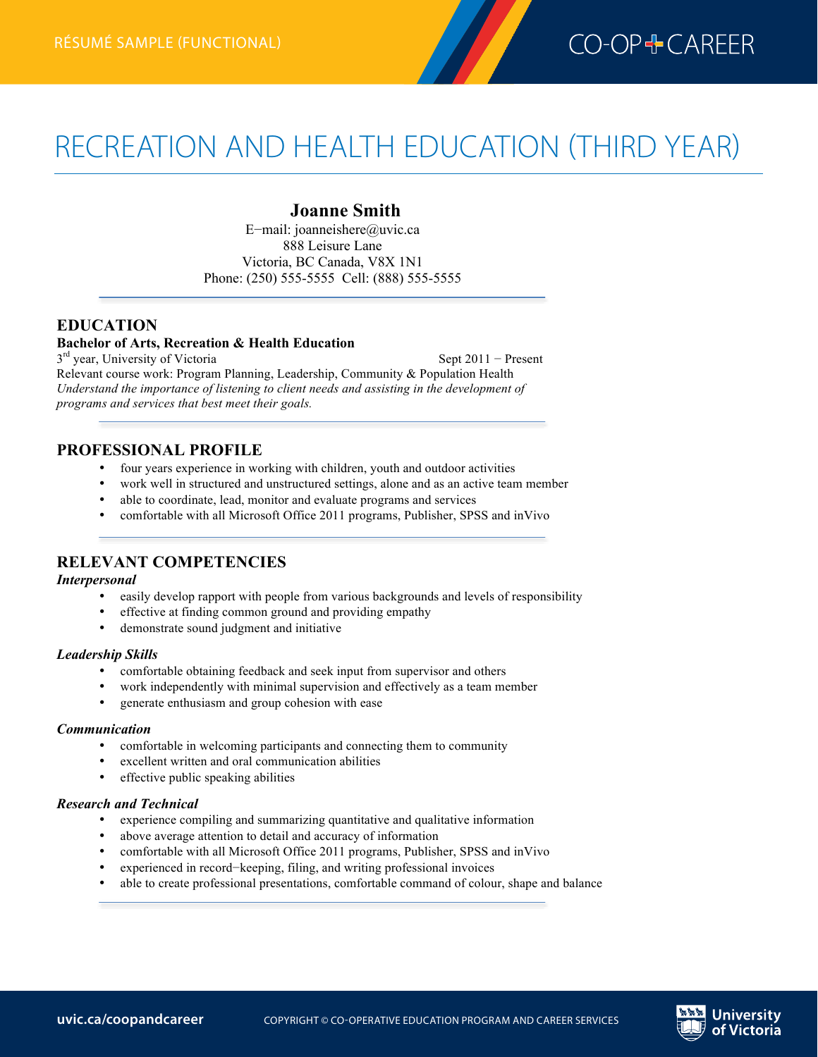RÉSUMÉ SAMPLE (FUNCTIONAL)

# RECREATION AND HEALTH EDUCATION (THIRD YEAR)

**Joanne Smith**
E–mail: joanneishere@uvic.ca
888 Leisure Lane
Victoria, BC Canada, V8X 1N1
Phone: (250) 555-5555 Cell: (888) 555-5555

## EDUCATION

**Bachelor of Arts, Recreation & Health Education**
3rd year, University of Victoria — Sept 2011 – Present
Relevant course work: Program Planning, Leadership, Community & Population Health
*Understand the importance of listening to client needs and assisting in the development of programs and services that best meet their goals.*

## PROFESSIONAL PROFILE

- four years experience in working with children, youth and outdoor activities
- work well in structured and unstructured settings, alone and as an active team member
- able to coordinate, lead, monitor and evaluate programs and services
- comfortable with all Microsoft Office 2011 programs, Publisher, SPSS and inVivo

## RELEVANT COMPETENCIES

### *Interpersonal*

- easily develop rapport with people from various backgrounds and levels of responsibility
- effective at finding common ground and providing empathy
- demonstrate sound judgment and initiative

### *Leadership Skills*

- comfortable obtaining feedback and seek input from supervisor and others
- work independently with minimal supervision and effectively as a team member
- generate enthusiasm and group cohesion with ease

### *Communication*

- comfortable in welcoming participants and connecting them to community
- excellent written and oral communication abilities
- effective public speaking abilities

### *Research and Technical*

- experience compiling and summarizing quantitative and qualitative information
- above average attention to detail and accuracy of information
- comfortable with all Microsoft Office 2011 programs, Publisher, SPSS and inVivo
- experienced in record–keeping, filing, and writing professional invoices
- able to create professional presentations, comfortable command of colour, shape and balance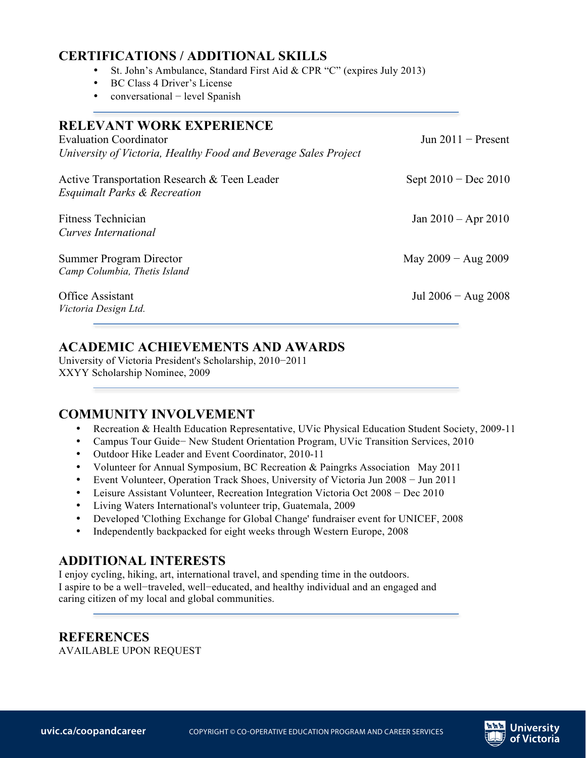## CERTIFICATIONS / ADDITIONAL SKILLS

- St. John's Ambulance, Standard First Aid & CPR "C" (expires July 2013)
- BC Class 4 Driver's License
- conversational − level Spanish

## RELEVANT WORK EXPERIENCE

Evaluation Coordinator — Jun 2011 − Present
*University of Victoria, Healthy Food and Beverage Sales Project*

Active Transportation Research & Teen Leader — Sept 2010 − Dec 2010
*Esquimalt Parks & Recreation*

Fitness Technician — Jan 2010 – Apr 2010
*Curves International*

Summer Program Director — May 2009 − Aug 2009
*Camp Columbia, Thetis Island*

Office Assistant — Jul 2006 − Aug 2008
*Victoria Design Ltd.*

## ACADEMIC ACHIEVEMENTS AND AWARDS

University of Victoria President's Scholarship, 2010−2011
XXYY Scholarship Nominee, 2009

## COMMUNITY INVOLVEMENT

- Recreation & Health Education Representative, UVic Physical Education Student Society, 2009-11
- Campus Tour Guide− New Student Orientation Program, UVic Transition Services, 2010
- Outdoor Hike Leader and Event Coordinator, 2010-11
- Volunteer for Annual Symposium, BC Recreation & Paingrks Association May 2011
- Event Volunteer, Operation Track Shoes, University of Victoria Jun 2008 − Jun 2011
- Leisure Assistant Volunteer, Recreation Integration Victoria Oct 2008 − Dec 2010
- Living Waters International's volunteer trip, Guatemala, 2009
- Developed 'Clothing Exchange for Global Change' fundraiser event for UNICEF, 2008
- Independently backpacked for eight weeks through Western Europe, 2008

## ADDITIONAL INTERESTS

I enjoy cycling, hiking, art, international travel, and spending time in the outdoors.
I aspire to be a well−traveled, well−educated, and healthy individual and an engaged and caring citizen of my local and global communities.

## REFERENCES

AVAILABLE UPON REQUEST